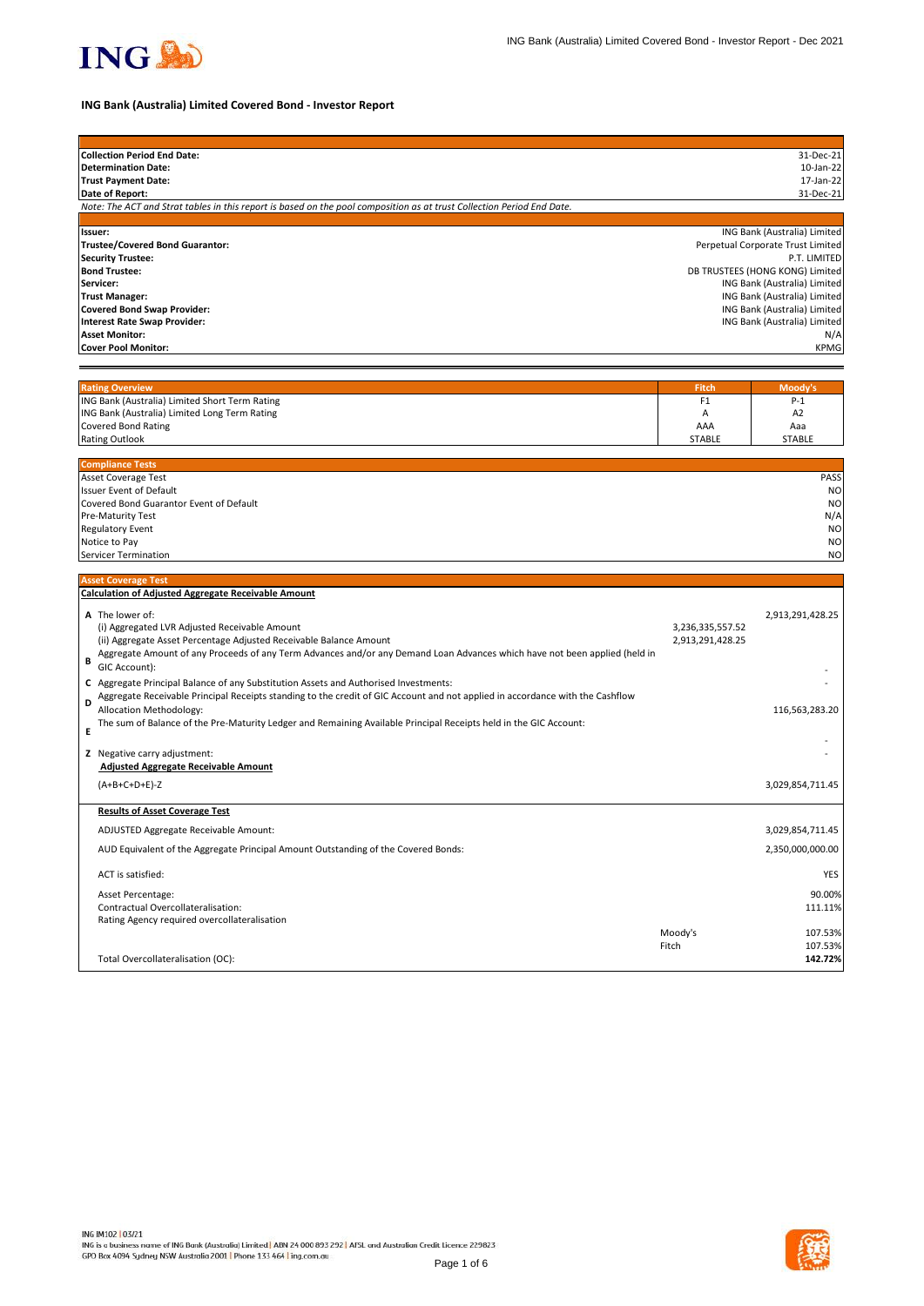# ING Bank (Australia) Limited Covered Bond - Investor Report

| | |
|---|---|
| **Collection Period End Date:** | 31-Dec-21 |
| **Determination Date:** | 10-Jan-22 |
| **Trust Payment Date:** | 17-Jan-22 |
| **Date of Report:** | 31-Dec-21 |

*Note: The ACT and Strat tables in this report is based on the pool composition as at trust Collection Period End Date.*

| | |
|---|---|
| **Issuer:** | ING Bank (Australia) Limited |
| **Trustee/Covered Bond Guarantor:** | Perpetual Corporate Trust Limited |
| **Security Trustee:** | P.T. LIMITED |
| **Bond Trustee:** | DB TRUSTEES (HONG KONG) Limited |
| **Servicer:** | ING Bank (Australia) Limited |
| **Trust Manager:** | ING Bank (Australia) Limited |
| **Covered Bond Swap Provider:** | ING Bank (Australia) Limited |
| **Interest Rate Swap Provider:** | ING Bank (Australia) Limited |
| **Asset Monitor:** | N/A |
| **Cover Pool Monitor:** | KPMG |

| Rating Overview | Fitch | Moody's |
|---|---|---|
| ING Bank (Australia) Limited Short Term Rating | F1 | P-1 |
| ING Bank (Australia) Limited Long Term Rating | A | A2 |
| Covered Bond Rating | AAA | Aaa |
| Rating Outlook | STABLE | STABLE |

| Compliance Tests | |
|---|---|
| Asset Coverage Test | PASS |
| Issuer Event of Default | NO |
| Covered Bond Guarantor Event of Default | NO |
| Pre-Maturity Test | N/A |
| Regulatory Event | NO |
| Notice to Pay | NO |
| Servicer Termination | NO |

## Asset Coverage Test

**Calculation of Adjusted Aggregate Receivable Amount**

| | | | |
|---|---|---|---|
| **A** | The lower of: | | 2,913,291,428.25 |
| | (i) Aggregated LVR Adjusted Receivable Amount | 3,236,335,557.52 | |
| | (ii) Aggregate Asset Percentage Adjusted Receivable Balance Amount | 2,913,291,428.25 | |
| **B** | Aggregate Amount of any Proceeds of any Term Advances and/or any Demand Loan Advances which have not been applied (held in GIC Account): | | - |
| **C** | Aggregate Principal Balance of any Substitution Assets and Authorised Investments: | | - |
| **D** | Aggregate Receivable Principal Receipts standing to the credit of GIC Account and not applied in accordance with the Cashflow Allocation Methodology: | | 116,563,283.20 |
| **E** | The sum of Balance of the Pre-Maturity Ledger and Remaining Available Principal Receipts held in the GIC Account: | | - |
| **Z** | Negative carry adjustment: | | - |
| | **Adjusted Aggregate Receivable Amount** | | |
| | (A+B+C+D+E)-Z | | 3,029,854,711.45 |

**Results of Asset Coverage Test**

| | | |
|---|---|---|
| ADJUSTED Aggregate Receivable Amount: | | 3,029,854,711.45 |
| AUD Equivalent of the Aggregate Principal Amount Outstanding of the Covered Bonds: | | 2,350,000,000.00 |
| ACT is satisfied: | | YES |
| Asset Percentage: | | 90.00% |
| Contractual Overcollateralisation: | | 111.11% |
| Rating Agency required overcollateralisation | | |
| | Moody's | 107.53% |
| | Fitch | 107.53% |
| Total Overcollateralisation (OC): | | **142.72%** |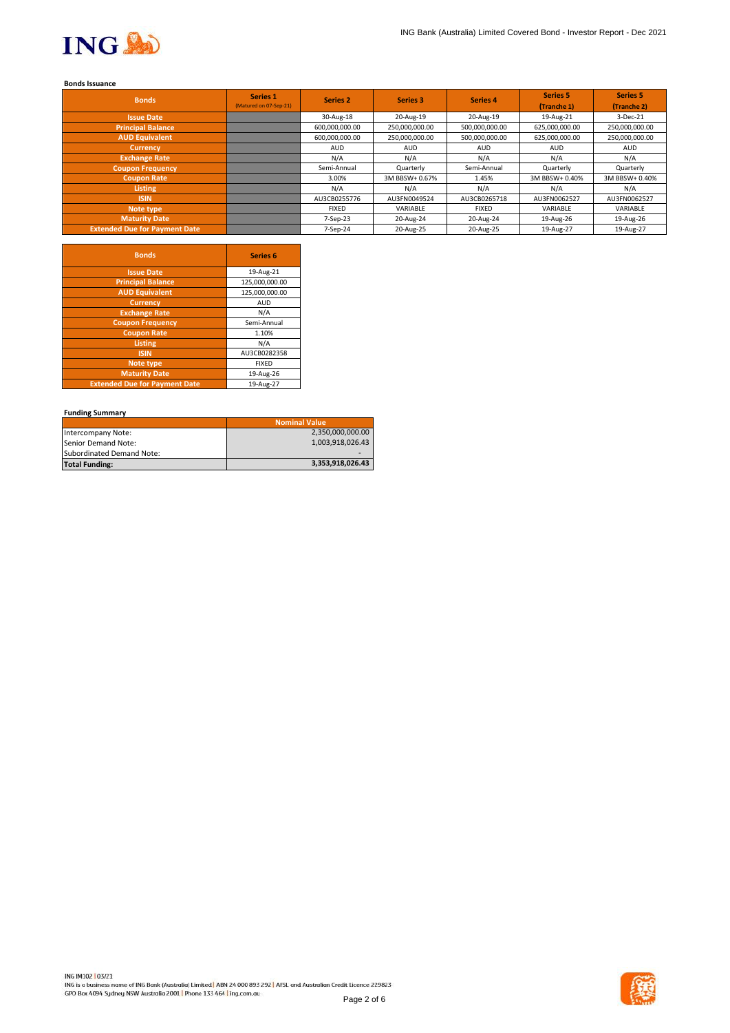**Bonds Issuance**

| Bonds | Series 1 (Matured on 07-Sep-21) | Series 2 | Series 3 | Series 4 | Series 5 (Tranche 1) | Series 5 (Tranche 2) |
|---|---|---|---|---|---|---|
| Issue Date | | 30-Aug-18 | 20-Aug-19 | 20-Aug-19 | 19-Aug-21 | 3-Dec-21 |
| Principal Balance | | 600,000,000.00 | 250,000,000.00 | 500,000,000.00 | 625,000,000.00 | 250,000,000.00 |
| AUD Equivalent | | 600,000,000.00 | 250,000,000.00 | 500,000,000.00 | 625,000,000.00 | 250,000,000.00 |
| Currency | | AUD | AUD | AUD | AUD | AUD |
| Exchange Rate | | N/A | N/A | N/A | N/A | N/A |
| Coupon Frequency | | Semi-Annual | Quarterly | Semi-Annual | Quarterly | Quarterly |
| Coupon Rate | | 3.00% | 3M BBSW+ 0.67% | 1.45% | 3M BBSW+ 0.40% | 3M BBSW+ 0.40% |
| Listing | | N/A | N/A | N/A | N/A | N/A |
| ISIN | | AU3CB0255776 | AU3FN0049524 | AU3CB0265718 | AU3FN0062527 | AU3FN0062527 |
| Note type | | FIXED | VARIABLE | FIXED | VARIABLE | VARIABLE |
| Maturity Date | | 7-Sep-23 | 20-Aug-24 | 20-Aug-24 | 19-Aug-26 | 19-Aug-26 |
| Extended Due for Payment Date | | 7-Sep-24 | 20-Aug-25 | 20-Aug-25 | 19-Aug-27 | 19-Aug-27 |

| Bonds | Series 6 |
|---|---|
| Issue Date | 19-Aug-21 |
| Principal Balance | 125,000,000.00 |
| AUD Equivalent | 125,000,000.00 |
| Currency | AUD |
| Exchange Rate | N/A |
| Coupon Frequency | Semi-Annual |
| Coupon Rate | 1.10% |
| Listing | N/A |
| ISIN | AU3CB0282358 |
| Note type | FIXED |
| Maturity Date | 19-Aug-26 |
| Extended Due for Payment Date | 19-Aug-27 |

**Funding Summary**

| | Nominal Value |
|---|---|
| Intercompany Note: | 2,350,000,000.00 |
| Senior Demand Note: | 1,003,918,026.43 |
| Subordinated Demand Note: | - |
| **Total Funding:** | **3,353,918,026.43** |

ING IM102 | 03/21
ING is a business name of ING Bank (Australia) Limited | ABN 24 000 893 292 | AFSL and Australian Credit Licence 229823
GPO Box 4094 Sydney NSW Australia 2001 | Phone 133 464 | ing.com.au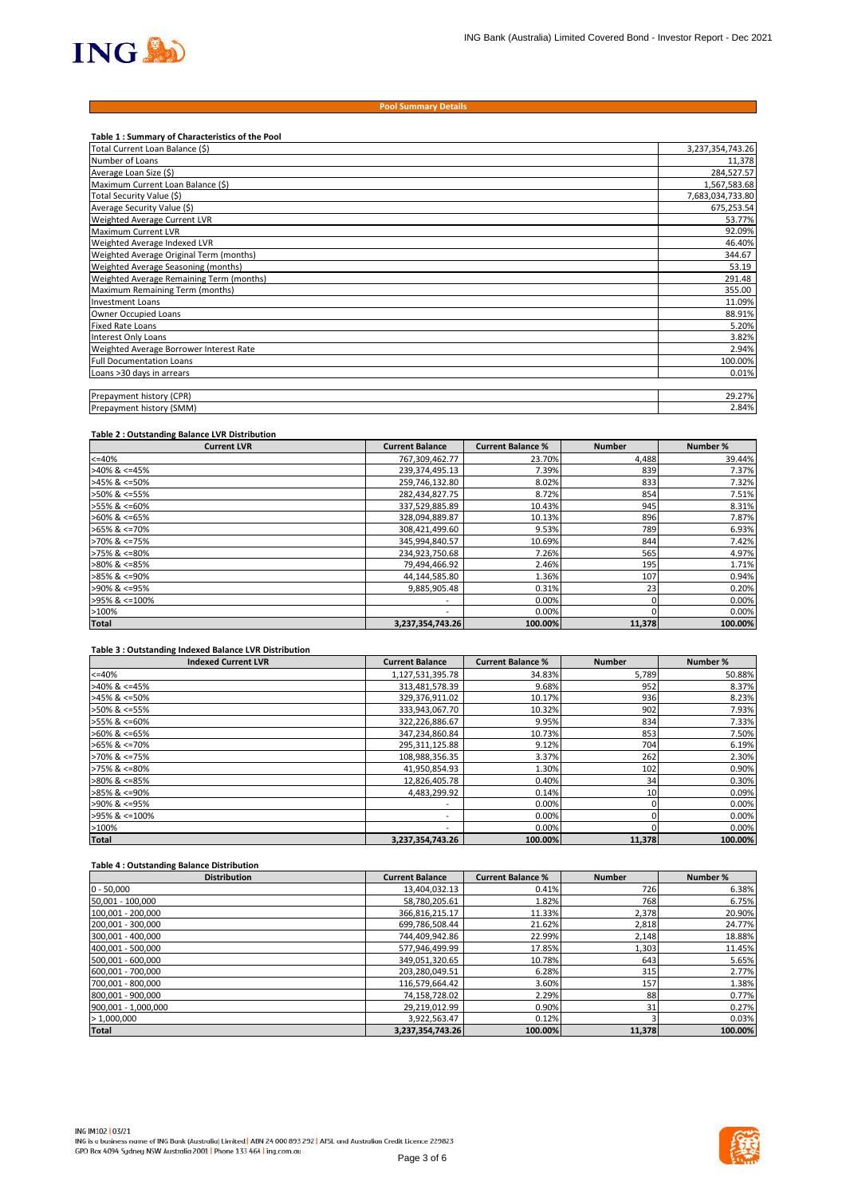## Pool Summary Details

**Table 1 : Summary of Characteristics of the Pool**

| | |
|---|---|
| Total Current Loan Balance ($) | 3,237,354,743.26 |
| Number of Loans | 11,378 |
| Average Loan Size ($) | 284,527.57 |
| Maximum Current Loan Balance ($) | 1,567,583.68 |
| Total Security Value ($) | 7,683,034,733.80 |
| Average Security Value ($) | 675,253.54 |
| Weighted Average Current LVR | 53.77% |
| Maximum Current LVR | 92.09% |
| Weighted Average Indexed LVR | 46.40% |
| Weighted Average Original Term (months) | 344.67 |
| Weighted Average Seasoning (months) | 53.19 |
| Weighted Average Remaining Term (months) | 291.48 |
| Maximum Remaining Term (months) | 355.00 |
| Investment Loans | 11.09% |
| Owner Occupied Loans | 88.91% |
| Fixed Rate Loans | 5.20% |
| Interest Only Loans | 3.82% |
| Weighted Average Borrower Interest Rate | 2.94% |
| Full Documentation Loans | 100.00% |
| Loans >30 days in arrears | 0.01% |
| | |
| Prepayment history (CPR) | 29.27% |
| Prepayment history (SMM) | 2.84% |

**Table 2 : Outstanding Balance LVR Distribution**

| Current LVR | Current Balance | Current Balance % | Number | Number % |
|---|---|---|---|---|
| <=40% | 767,309,462.77 | 23.70% | 4,488 | 39.44% |
| >40% & <=45% | 239,374,495.13 | 7.39% | 839 | 7.37% |
| >45% & <=50% | 259,746,132.80 | 8.02% | 833 | 7.32% |
| >50% & <=55% | 282,434,827.75 | 8.72% | 854 | 7.51% |
| >55% & <=60% | 337,529,885.89 | 10.43% | 945 | 8.31% |
| >60% & <=65% | 328,094,889.87 | 10.13% | 896 | 7.87% |
| >65% & <=70% | 308,421,499.60 | 9.53% | 789 | 6.93% |
| >70% & <=75% | 345,994,840.57 | 10.69% | 844 | 7.42% |
| >75% & <=80% | 234,923,750.68 | 7.26% | 565 | 4.97% |
| >80% & <=85% | 79,494,466.92 | 2.46% | 195 | 1.71% |
| >85% & <=90% | 44,144,585.80 | 1.36% | 107 | 0.94% |
| >90% & <=95% | 9,885,905.48 | 0.31% | 23 | 0.20% |
| >95% & <=100% | - | 0.00% | 0 | 0.00% |
| >100% | - | 0.00% | 0 | 0.00% |
| **Total** | **3,237,354,743.26** | **100.00%** | **11,378** | **100.00%** |

**Table 3 : Outstanding Indexed Balance LVR Distribution**

| Indexed Current LVR | Current Balance | Current Balance % | Number | Number % |
|---|---|---|---|---|
| <=40% | 1,127,531,395.78 | 34.83% | 5,789 | 50.88% |
| >40% & <=45% | 313,481,578.39 | 9.68% | 952 | 8.37% |
| >45% & <=50% | 329,376,911.02 | 10.17% | 936 | 8.23% |
| >50% & <=55% | 333,943,067.70 | 10.32% | 902 | 7.93% |
| >55% & <=60% | 322,226,886.67 | 9.95% | 834 | 7.33% |
| >60% & <=65% | 347,234,860.84 | 10.73% | 853 | 7.50% |
| >65% & <=70% | 295,311,125.88 | 9.12% | 704 | 6.19% |
| >70% & <=75% | 108,988,356.35 | 3.37% | 262 | 2.30% |
| >75% & <=80% | 41,950,854.93 | 1.30% | 102 | 0.90% |
| >80% & <=85% | 12,826,405.78 | 0.40% | 34 | 0.30% |
| >85% & <=90% | 4,483,299.92 | 0.14% | 10 | 0.09% |
| >90% & <=95% | - | 0.00% | 0 | 0.00% |
| >95% & <=100% | - | 0.00% | 0 | 0.00% |
| >100% | - | 0.00% | 0 | 0.00% |
| **Total** | **3,237,354,743.26** | **100.00%** | **11,378** | **100.00%** |

**Table 4 : Outstanding Balance Distribution**

| Distribution | Current Balance | Current Balance % | Number | Number % |
|---|---|---|---|---|
| 0 - 50,000 | 13,404,032.13 | 0.41% | 726 | 6.38% |
| 50,001 - 100,000 | 58,780,205.61 | 1.82% | 768 | 6.75% |
| 100,001 - 200,000 | 366,816,215.17 | 11.33% | 2,378 | 20.90% |
| 200,001 - 300,000 | 699,786,508.44 | 21.62% | 2,818 | 24.77% |
| 300,001 - 400,000 | 744,409,942.86 | 22.99% | 2,148 | 18.88% |
| 400,001 - 500,000 | 577,946,499.99 | 17.85% | 1,303 | 11.45% |
| 500,001 - 600,000 | 349,051,320.65 | 10.78% | 643 | 5.65% |
| 600,001 - 700,000 | 203,280,049.51 | 6.28% | 315 | 2.77% |
| 700,001 - 800,000 | 116,579,664.42 | 3.60% | 157 | 1.38% |
| 800,001 - 900,000 | 74,158,728.02 | 2.29% | 88 | 0.77% |
| 900,001 - 1,000,000 | 29,219,012.99 | 0.90% | 31 | 0.27% |
| > 1,000,000 | 3,922,563.47 | 0.12% | 3 | 0.03% |
| **Total** | **3,237,354,743.26** | **100.00%** | **11,378** | **100.00%** |

ING IM102 | 03/21
ING is a business name of ING Bank (Australia) Limited | ABN 24 000 893 292 | AFSL and Australian Credit Licence 229823
GPO Box 4094 Sydney NSW Australia 2001 | Phone 133 464 | ing.com.au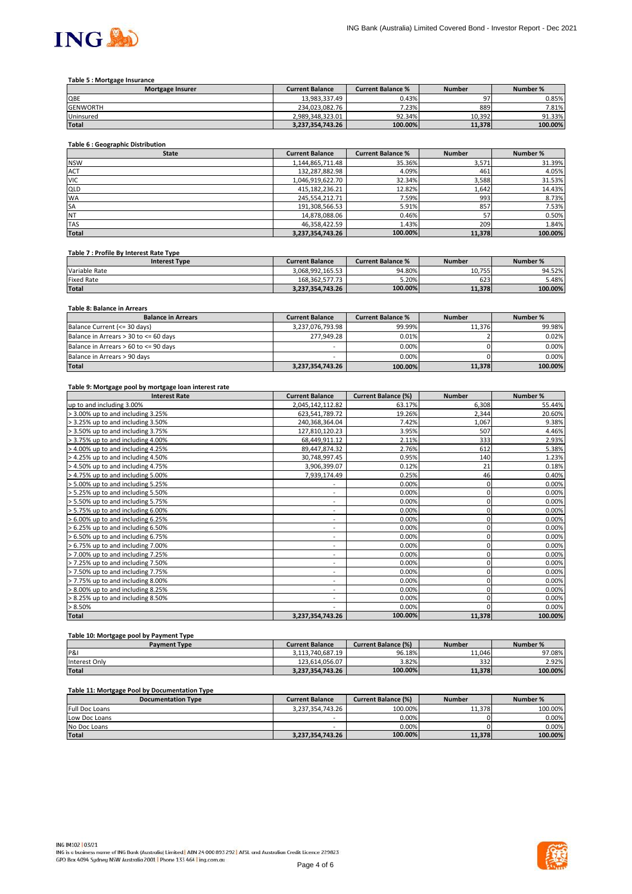**Table 5 : Mortgage Insurance**

| Mortgage Insurer | Current Balance | Current Balance % | Number | Number % |
|---|---|---|---|---|
| QBE | 13,983,337.49 | 0.43% | 97 | 0.85% |
| GENWORTH | 234,023,082.76 | 7.23% | 889 | 7.81% |
| Uninsured | 2,989,348,323.01 | 92.34% | 10,392 | 91.33% |
| **Total** | **3,237,354,743.26** | **100.00%** | **11,378** | **100.00%** |

**Table 6 : Geographic Distribution**

| State | Current Balance | Current Balance % | Number | Number % |
|---|---|---|---|---|
| NSW | 1,144,865,711.48 | 35.36% | 3,571 | 31.39% |
| ACT | 132,287,882.98 | 4.09% | 461 | 4.05% |
| VIC | 1,046,919,622.70 | 32.34% | 3,588 | 31.53% |
| QLD | 415,182,236.21 | 12.82% | 1,642 | 14.43% |
| WA | 245,554,212.71 | 7.59% | 993 | 8.73% |
| SA | 191,308,566.53 | 5.91% | 857 | 7.53% |
| NT | 14,878,088.06 | 0.46% | 57 | 0.50% |
| TAS | 46,358,422.59 | 1.43% | 209 | 1.84% |
| **Total** | **3,237,354,743.26** | **100.00%** | **11,378** | **100.00%** |

**Table 7 : Profile By Interest Rate Type**

| Interest Type | Current Balance | Current Balance % | Number | Number % |
|---|---|---|---|---|
| Variable Rate | 3,068,992,165.53 | 94.80% | 10,755 | 94.52% |
| Fixed Rate | 168,362,577.73 | 5.20% | 623 | 5.48% |
| **Total** | **3,237,354,743.26** | **100.00%** | **11,378** | **100.00%** |

**Table 8: Balance in Arrears**

| Balance in Arrears | Current Balance | Current Balance % | Number | Number % |
|---|---|---|---|---|
| Balance Current (<= 30 days) | 3,237,076,793.98 | 99.99% | 11,376 | 99.98% |
| Balance in Arrears > 30 to <= 60 days | 277,949.28 | 0.01% | 2 | 0.02% |
| Balance in Arrears > 60 to <= 90 days | - | 0.00% | 0 | 0.00% |
| Balance in Arrears > 90 days | - | 0.00% | 0 | 0.00% |
| **Total** | **3,237,354,743.26** | **100.00%** | **11,378** | **100.00%** |

**Table 9: Mortgage pool by mortgage loan interest rate**

| Interest Rate | Current Balance | Current Balance (%) | Number | Number % |
|---|---|---|---|---|
| up to and including 3.00% | 2,045,142,112.82 | 63.17% | 6,308 | 55.44% |
| > 3.00% up to and including 3.25% | 623,541,789.72 | 19.26% | 2,344 | 20.60% |
| > 3.25% up to and including 3.50% | 240,368,364.04 | 7.42% | 1,067 | 9.38% |
| > 3.50% up to and including 3.75% | 127,810,120.23 | 3.95% | 507 | 4.46% |
| > 3.75% up to and including 4.00% | 68,449,911.12 | 2.11% | 333 | 2.93% |
| > 4.00% up to and including 4.25% | 89,447,874.32 | 2.76% | 612 | 5.38% |
| > 4.25% up to and including 4.50% | 30,748,997.45 | 0.95% | 140 | 1.23% |
| > 4.50% up to and including 4.75% | 3,906,399.07 | 0.12% | 21 | 0.18% |
| > 4.75% up to and including 5.00% | 7,939,174.49 | 0.25% | 46 | 0.40% |
| > 5.00% up to and including 5.25% | - | 0.00% | 0 | 0.00% |
| > 5.25% up to and including 5.50% | - | 0.00% | 0 | 0.00% |
| > 5.50% up to and including 5.75% | - | 0.00% | 0 | 0.00% |
| > 5.75% up to and including 6.00% | - | 0.00% | 0 | 0.00% |
| > 6.00% up to and including 6.25% | - | 0.00% | 0 | 0.00% |
| > 6.25% up to and including 6.50% | - | 0.00% | 0 | 0.00% |
| > 6.50% up to and including 6.75% | - | 0.00% | 0 | 0.00% |
| > 6.75% up to and including 7.00% | - | 0.00% | 0 | 0.00% |
| > 7.00% up to and including 7.25% | - | 0.00% | 0 | 0.00% |
| > 7.25% up to and including 7.50% | - | 0.00% | 0 | 0.00% |
| > 7.50% up to and including 7.75% | - | 0.00% | 0 | 0.00% |
| > 7.75% up to and including 8.00% | - | 0.00% | 0 | 0.00% |
| > 8.00% up to and including 8.25% | - | 0.00% | 0 | 0.00% |
| > 8.25% up to and including 8.50% | - | 0.00% | 0 | 0.00% |
| > 8.50% | - | 0.00% | 0 | 0.00% |
| **Total** | **3,237,354,743.26** | **100.00%** | **11,378** | **100.00%** |

**Table 10: Mortgage pool by Payment Type**

| Payment Type | Current Balance | Current Balance (%) | Number | Number % |
|---|---|---|---|---|
| P&I | 3,113,740,687.19 | 96.18% | 11,046 | 97.08% |
| Interest Only | 123,614,056.07 | 3.82% | 332 | 2.92% |
| **Total** | **3,237,354,743.26** | **100.00%** | **11,378** | **100.00%** |

**Table 11: Mortgage Pool by Documentation Type**

| Documentation Type | Current Balance | Current Balance (%) | Number | Number % |
|---|---|---|---|---|
| Full Doc Loans | 3,237,354,743.26 | 100.00% | 11,378 | 100.00% |
| Low Doc Loans | - | 0.00% | 0 | 0.00% |
| No Doc Loans | - | 0.00% | 0 | 0.00% |
| **Total** | **3,237,354,743.26** | **100.00%** | **11,378** | **100.00%** |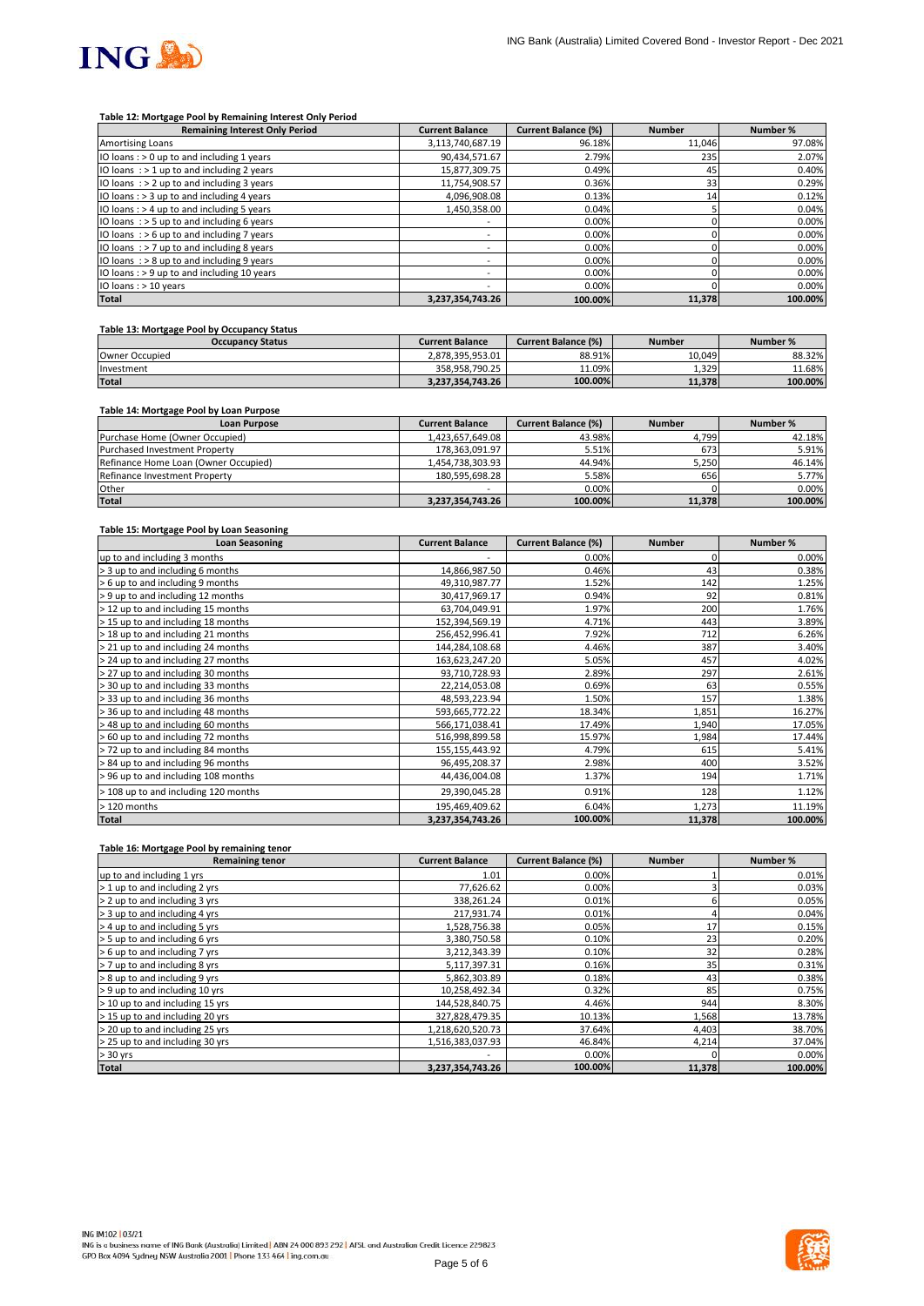**Table 12: Mortgage Pool by Remaining Interest Only Period**

| Remaining Interest Only Period | Current Balance | Current Balance (%) | Number | Number % |
|---|---|---|---|---|
| Amortising Loans | 3,113,740,687.19 | 96.18% | 11,046 | 97.08% |
| IO loans : > 0 up to and including 1 years | 90,434,571.67 | 2.79% | 235 | 2.07% |
| IO loans : > 1 up to and including 2 years | 15,877,309.75 | 0.49% | 45 | 0.40% |
| IO loans : > 2 up to and including 3 years | 11,754,908.57 | 0.36% | 33 | 0.29% |
| IO loans : > 3 up to and including 4 years | 4,096,908.08 | 0.13% | 14 | 0.12% |
| IO loans : > 4 up to and including 5 years | 1,450,358.00 | 0.04% | 5 | 0.04% |
| IO loans : > 5 up to and including 6 years | - | 0.00% | 0 | 0.00% |
| IO loans : > 6 up to and including 7 years | - | 0.00% | 0 | 0.00% |
| IO loans : > 7 up to and including 8 years | - | 0.00% | 0 | 0.00% |
| IO loans : > 8 up to and including 9 years | - | 0.00% | 0 | 0.00% |
| IO loans : > 9 up to and including 10 years | - | 0.00% | 0 | 0.00% |
| IO loans : > 10 years | - | 0.00% | 0 | 0.00% |
| **Total** | **3,237,354,743.26** | **100.00%** | **11,378** | **100.00%** |

**Table 13: Mortgage Pool by Occupancy Status**

| Occupancy Status | Current Balance | Current Balance (%) | Number | Number % |
|---|---|---|---|---|
| Owner Occupied | 2,878,395,953.01 | 88.91% | 10,049 | 88.32% |
| Investment | 358,958,790.25 | 11.09% | 1,329 | 11.68% |
| **Total** | **3,237,354,743.26** | **100.00%** | **11,378** | **100.00%** |

**Table 14: Mortgage Pool by Loan Purpose**

| Loan Purpose | Current Balance | Current Balance (%) | Number | Number % |
|---|---|---|---|---|
| Purchase Home (Owner Occupied) | 1,423,657,649.08 | 43.98% | 4,799 | 42.18% |
| Purchased Investment Property | 178,363,091.97 | 5.51% | 673 | 5.91% |
| Refinance Home Loan (Owner Occupied) | 1,454,738,303.93 | 44.94% | 5,250 | 46.14% |
| Refinance Investment Property | 180,595,698.28 | 5.58% | 656 | 5.77% |
| Other | - | 0.00% | 0 | 0.00% |
| **Total** | **3,237,354,743.26** | **100.00%** | **11,378** | **100.00%** |

**Table 15: Mortgage Pool by Loan Seasoning**

| Loan Seasoning | Current Balance | Current Balance (%) | Number | Number % |
|---|---|---|---|---|
| up to and including 3 months | - | 0.00% | 0 | 0.00% |
| > 3 up to and including 6 months | 14,866,987.50 | 0.46% | 43 | 0.38% |
| > 6 up to and including 9 months | 49,310,987.77 | 1.52% | 142 | 1.25% |
| > 9 up to and including 12 months | 30,417,969.17 | 0.94% | 92 | 0.81% |
| > 12 up to and including 15 months | 63,704,049.91 | 1.97% | 200 | 1.76% |
| > 15 up to and including 18 months | 152,394,569.19 | 4.71% | 443 | 3.89% |
| > 18 up to and including 21 months | 256,452,996.41 | 7.92% | 712 | 6.26% |
| > 21 up to and including 24 months | 144,284,108.68 | 4.46% | 387 | 3.40% |
| > 24 up to and including 27 months | 163,623,247.20 | 5.05% | 457 | 4.02% |
| > 27 up to and including 30 months | 93,710,728.93 | 2.89% | 297 | 2.61% |
| > 30 up to and including 33 months | 22,214,053.08 | 0.69% | 63 | 0.55% |
| > 33 up to and including 36 months | 48,593,223.94 | 1.50% | 157 | 1.38% |
| > 36 up to and including 48 months | 593,665,772.22 | 18.34% | 1,851 | 16.27% |
| > 48 up to and including 60 months | 566,171,038.41 | 17.49% | 1,940 | 17.05% |
| > 60 up to and including 72 months | 516,998,899.58 | 15.97% | 1,984 | 17.44% |
| > 72 up to and including 84 months | 155,155,443.92 | 4.79% | 615 | 5.41% |
| > 84 up to and including 96 months | 96,495,208.37 | 2.98% | 400 | 3.52% |
| > 96 up to and including 108 months | 44,436,004.08 | 1.37% | 194 | 1.71% |
| > 108 up to and including 120 months | 29,390,045.28 | 0.91% | 128 | 1.12% |
| > 120 months | 195,469,409.62 | 6.04% | 1,273 | 11.19% |
| **Total** | **3,237,354,743.26** | **100.00%** | **11,378** | **100.00%** |

**Table 16: Mortgage Pool by remaining tenor**

| Remaining tenor | Current Balance | Current Balance (%) | Number | Number % |
|---|---|---|---|---|
| up to and including 1 yrs | 1.01 | 0.00% | 1 | 0.01% |
| > 1 up to and including 2 yrs | 77,626.62 | 0.00% | 3 | 0.03% |
| > 2 up to and including 3 yrs | 338,261.24 | 0.01% | 6 | 0.05% |
| > 3 up to and including 4 yrs | 217,931.74 | 0.01% | 4 | 0.04% |
| > 4 up to and including 5 yrs | 1,528,756.38 | 0.05% | 17 | 0.15% |
| > 5 up to and including 6 yrs | 3,380,750.58 | 0.10% | 23 | 0.20% |
| > 6 up to and including 7 yrs | 3,212,343.39 | 0.10% | 32 | 0.28% |
| > 7 up to and including 8 yrs | 5,117,397.31 | 0.16% | 35 | 0.31% |
| > 8 up to and including 9 yrs | 5,862,303.89 | 0.18% | 43 | 0.38% |
| > 9 up to and including 10 yrs | 10,258,492.34 | 0.32% | 85 | 0.75% |
| > 10 up to and including 15 yrs | 144,528,840.75 | 4.46% | 944 | 8.30% |
| > 15 up to and including 20 yrs | 327,828,479.35 | 10.13% | 1,568 | 13.78% |
| > 20 up to and including 25 yrs | 1,218,620,520.73 | 37.64% | 4,403 | 38.70% |
| > 25 up to and including 30 yrs | 1,516,383,037.93 | 46.84% | 4,214 | 37.04% |
| > 30 yrs | - | 0.00% | 0 | 0.00% |
| **Total** | **3,237,354,743.26** | **100.00%** | **11,378** | **100.00%** |

ING IM102 | 03/21
ING is a business name of ING Bank (Australia) Limited | ABN 24 000 893 292 | AFSL and Australian Credit Licence 229823
GPO Box 4094 Sydney NSW Australia 2001 | Phone 133 464 | ing.com.au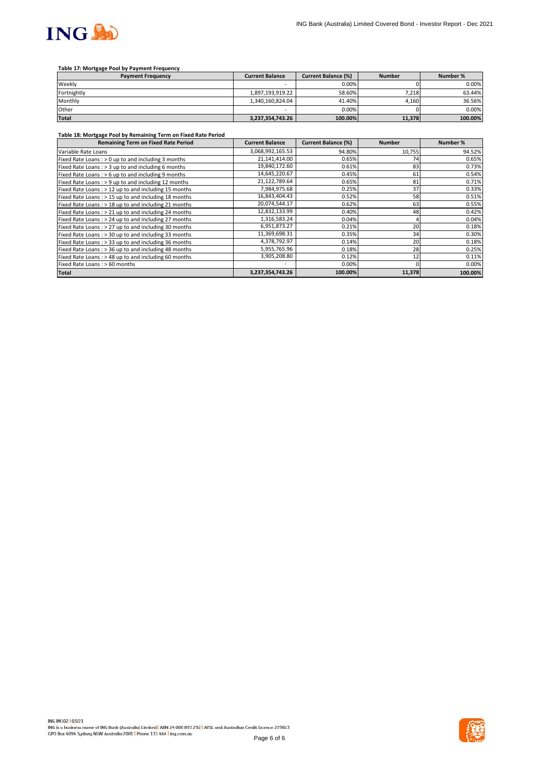**Table 17: Mortgage Pool by Payment Frequency**

| Payment Frequency | Current Balance | Current Balance (%) | Number | Number % |
|---|---|---|---|---|
| Weekly | - | 0.00% | 0 | 0.00% |
| Fortnightly | 1,897,193,919.22 | 58.60% | 7,218 | 63.44% |
| Monthly | 1,340,160,824.04 | 41.40% | 4,160 | 36.56% |
| Other | - | 0.00% | 0 | 0.00% |
| **Total** | **3,237,354,743.26** | **100.00%** | **11,378** | **100.00%** |

**Table 18: Mortgage Pool by Remaining Term on Fixed Rate Period**

| Remaining Term on Fixed Rate Period | Current Balance | Current Balance (%) | Number | Number % |
|---|---|---|---|---|
| Variable Rate Loans | 3,068,992,165.53 | 94.80% | 10,755 | 94.52% |
| Fixed Rate Loans : > 0 up to and including 3 months | 21,141,414.00 | 0.65% | 74 | 0.65% |
| Fixed Rate Loans : > 3 up to and including 6 months | 19,840,172.60 | 0.61% | 83 | 0.73% |
| Fixed Rate Loans : > 6 up to and including 9 months | 14,645,220.67 | 0.45% | 61 | 0.54% |
| Fixed Rate Loans : > 9 up to and including 12 months | 21,122,789.64 | 0.65% | 81 | 0.71% |
| Fixed Rate Loans : > 12 up to and including 15 months | 7,984,975.68 | 0.25% | 37 | 0.33% |
| Fixed Rate Loans : > 15 up to and including 18 months | 16,843,404.43 | 0.52% | 58 | 0.51% |
| Fixed Rate Loans : > 18 up to and including 21 months | 20,074,544.17 | 0.62% | 63 | 0.55% |
| Fixed Rate Loans : > 21 up to and including 24 months | 12,832,133.99 | 0.40% | 48 | 0.42% |
| Fixed Rate Loans : > 24 up to and including 27 months | 1,316,583.24 | 0.04% | 4 | 0.04% |
| Fixed Rate Loans : > 27 up to and including 30 months | 6,951,873.27 | 0.21% | 20 | 0.18% |
| Fixed Rate Loans : > 30 up to and including 33 months | 11,369,698.31 | 0.35% | 34 | 0.30% |
| Fixed Rate Loans : > 33 up to and including 36 months | 4,378,792.97 | 0.14% | 20 | 0.18% |
| Fixed Rate Loans : > 36 up to and including 48 months | 5,955,765.96 | 0.18% | 28 | 0.25% |
| Fixed Rate Loans : > 48 up to and including 60 months | 3,905,208.80 | 0.12% | 12 | 0.11% |
| Fixed Rate Loans : > 60 months | - | 0.00% | 0 | 0.00% |
| **Total** | **3,237,354,743.26** | **100.00%** | **11,378** | **100.00%** |

ING IM102 | 03/21
ING is a business name of ING Bank (Australia) Limited | ABN 24 000 893 292 | AFSL and Australian Credit Licence 229823
GPO Box 4094 Sydney NSW Australia 2001 | Phone 133 464 | ing.com.au